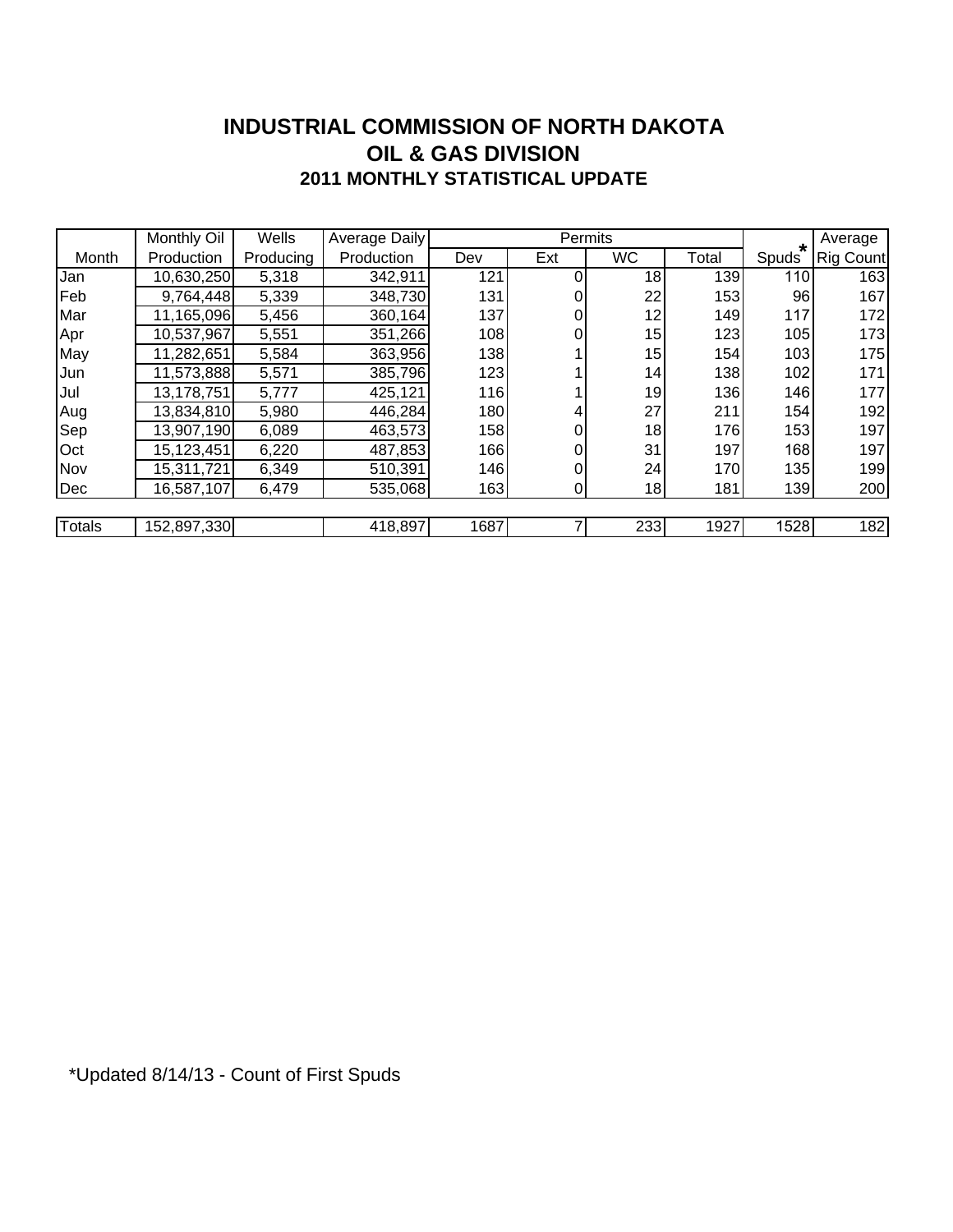# INDUSTRIAL COMMISSION OF NORTH DAKOTA
## OIL & GAS DIVISION
### 2011 MONTHLY STATISTICAL UPDATE

| Month | Monthly Oil Production | Wells Producing | Average Daily Production | Permits Dev | Ext | WC | Total | Spuds * | Average Rig Count |
|---|---|---|---|---|---|---|---|---|---|
| Jan | 10,630,250 | 5,318 | 342,911 | 121 | 0 | 18 | 139 | 110 | 163 |
| Feb | 9,764,448 | 5,339 | 348,730 | 131 | 0 | 22 | 153 | 96 | 167 |
| Mar | 11,165,096 | 5,456 | 360,164 | 137 | 0 | 12 | 149 | 117 | 172 |
| Apr | 10,537,967 | 5,551 | 351,266 | 108 | 0 | 15 | 123 | 105 | 173 |
| May | 11,282,651 | 5,584 | 363,956 | 138 | 1 | 15 | 154 | 103 | 175 |
| Jun | 11,573,888 | 5,571 | 385,796 | 123 | 1 | 14 | 138 | 102 | 171 |
| Jul | 13,178,751 | 5,777 | 425,121 | 116 | 1 | 19 | 136 | 146 | 177 |
| Aug | 13,834,810 | 5,980 | 446,284 | 180 | 4 | 27 | 211 | 154 | 192 |
| Sep | 13,907,190 | 6,089 | 463,573 | 158 | 0 | 18 | 176 | 153 | 197 |
| Oct | 15,123,451 | 6,220 | 487,853 | 166 | 0 | 31 | 197 | 168 | 197 |
| Nov | 15,311,721 | 6,349 | 510,391 | 146 | 0 | 24 | 170 | 135 | 199 |
| Dec | 16,587,107 | 6,479 | 535,068 | 163 | 0 | 18 | 181 | 139 | 200 |
| Totals | 152,897,330 | | 418,897 | 1687 | 7 | 233 | 1927 | 1528 | 182 |

*Updated 8/14/13 - Count of First Spuds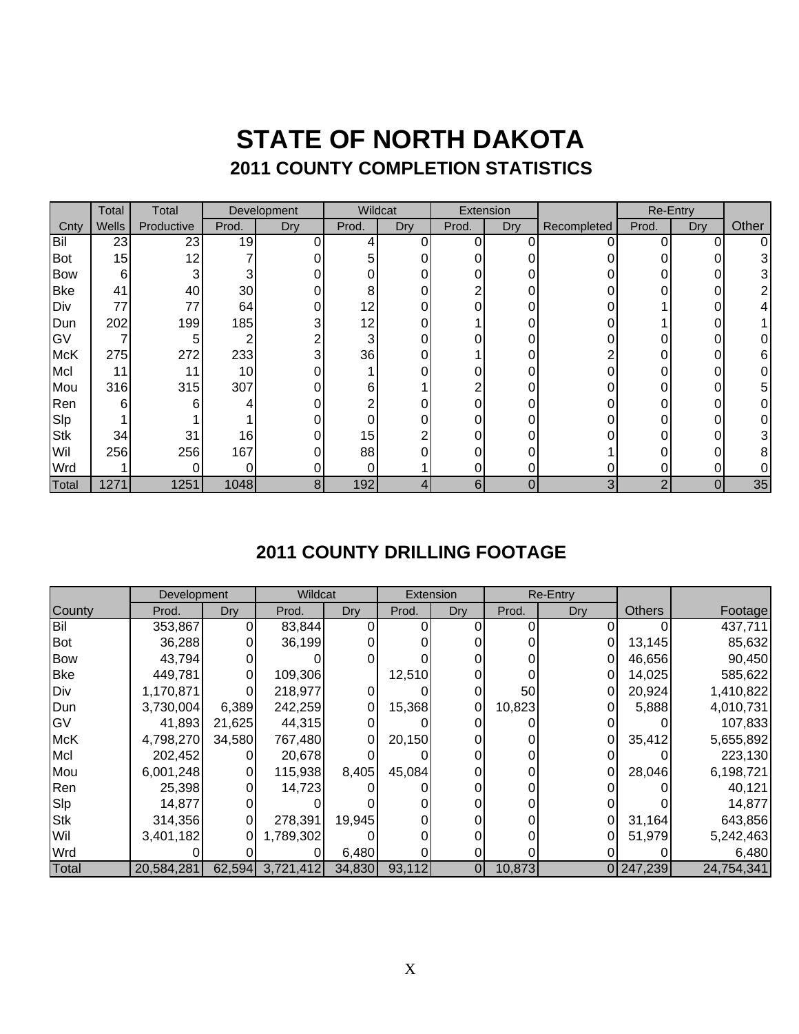# STATE OF NORTH DAKOTA

## 2011 COUNTY COMPLETION STATISTICS

| | Total | Total | Development | | Wildcat | | Extension | | | Re-Entry | | |
|---|---|---|---|---|---|---|---|---|---|---|---|---|
| Cnty | Wells | Productive | Prod. | Dry | Prod. | Dry | Prod. | Dry | Recompleted | Prod. | Dry | Other |
| Bil | 23 | 23 | 19 | 0 | 4 | 0 | 0 | 0 | 0 | 0 | 0 | 0 |
| Bot | 15 | 12 | 7 | 0 | 5 | 0 | 0 | 0 | 0 | 0 | 0 | 3 |
| Bow | 6 | 3 | 3 | 0 | 0 | 0 | 0 | 0 | 0 | 0 | 0 | 3 |
| Bke | 41 | 40 | 30 | 0 | 8 | 0 | 2 | 0 | 0 | 0 | 0 | 2 |
| Div | 77 | 77 | 64 | 0 | 12 | 0 | 0 | 0 | 0 | 1 | 0 | 4 |
| Dun | 202 | 199 | 185 | 3 | 12 | 0 | 1 | 0 | 0 | 1 | 0 | 1 |
| GV | 7 | 5 | 2 | 2 | 3 | 0 | 0 | 0 | 0 | 0 | 0 | 0 |
| McK | 275 | 272 | 233 | 3 | 36 | 0 | 1 | 0 | 2 | 0 | 0 | 6 |
| Mcl | 11 | 11 | 10 | 0 | 1 | 0 | 0 | 0 | 0 | 0 | 0 | 0 |
| Mou | 316 | 315 | 307 | 0 | 6 | 1 | 2 | 0 | 0 | 0 | 0 | 5 |
| Ren | 6 | 6 | 4 | 0 | 2 | 0 | 0 | 0 | 0 | 0 | 0 | 0 |
| Slp | 1 | 1 | 1 | 0 | 0 | 0 | 0 | 0 | 0 | 0 | 0 | 0 |
| Stk | 34 | 31 | 16 | 0 | 15 | 2 | 0 | 0 | 0 | 0 | 0 | 3 |
| Wil | 256 | 256 | 167 | 0 | 88 | 0 | 0 | 0 | 1 | 0 | 0 | 8 |
| Wrd | 1 | 0 | 0 | 0 | 0 | 1 | 0 | 0 | 0 | 0 | 0 | 0 |
| Total | 1271 | 1251 | 1048 | 8 | 192 | 4 | 6 | 0 | 3 | 2 | 0 | 35 |

## 2011 COUNTY DRILLING FOOTAGE

| | Development | | Wildcat | | Extension | | Re-Entry | | | |
|---|---|---|---|---|---|---|---|---|---|---|
| County | Prod. | Dry | Prod. | Dry | Prod. | Dry | Prod. | Dry | Others | Footage |
| Bil | 353,867 | 0 | 83,844 | 0 | 0 | 0 | 0 | 0 | 0 | 437,711 |
| Bot | 36,288 | 0 | 36,199 | 0 | 0 | 0 | 0 | 0 | 13,145 | 85,632 |
| Bow | 43,794 | 0 | 0 | 0 | 0 | 0 | 0 | 0 | 46,656 | 90,450 |
| Bke | 449,781 | 0 | 109,306 | | 12,510 | 0 | 0 | 0 | 14,025 | 585,622 |
| Div | 1,170,871 | 0 | 218,977 | 0 | 0 | 0 | 50 | 0 | 20,924 | 1,410,822 |
| Dun | 3,730,004 | 6,389 | 242,259 | 0 | 15,368 | 0 | 10,823 | 0 | 5,888 | 4,010,731 |
| GV | 41,893 | 21,625 | 44,315 | 0 | 0 | 0 | 0 | 0 | 0 | 107,833 |
| McK | 4,798,270 | 34,580 | 767,480 | 0 | 20,150 | 0 | 0 | 0 | 35,412 | 5,655,892 |
| Mcl | 202,452 | 0 | 20,678 | 0 | 0 | 0 | 0 | 0 | 0 | 223,130 |
| Mou | 6,001,248 | 0 | 115,938 | 8,405 | 45,084 | 0 | 0 | 0 | 28,046 | 6,198,721 |
| Ren | 25,398 | 0 | 14,723 | 0 | 0 | 0 | 0 | 0 | 0 | 40,121 |
| Slp | 14,877 | 0 | 0 | 0 | 0 | 0 | 0 | 0 | 0 | 14,877 |
| Stk | 314,356 | 0 | 278,391 | 19,945 | 0 | 0 | 0 | 0 | 31,164 | 643,856 |
| Wil | 3,401,182 | 0 | 1,789,302 | 0 | 0 | 0 | 0 | 0 | 51,979 | 5,242,463 |
| Wrd | 0 | 0 | 0 | 6,480 | 0 | 0 | 0 | 0 | 0 | 6,480 |
| Total | 20,584,281 | 62,594 | 3,721,412 | 34,830 | 93,112 | 0 | 10,873 | 0 | 247,239 | 24,754,341 |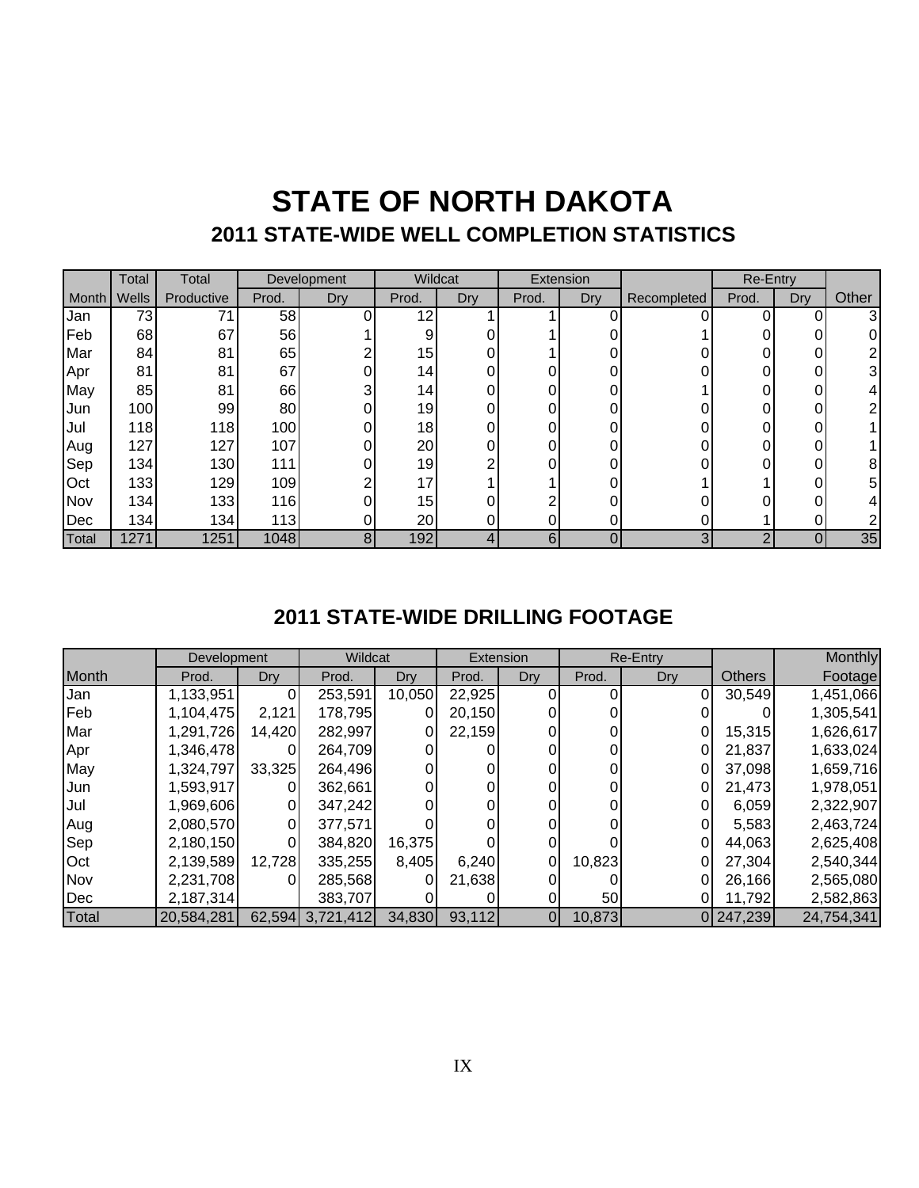# STATE OF NORTH DAKOTA

## 2011 STATE-WIDE WELL COMPLETION STATISTICS

| | Total | Total | Development | | Wildcat | | Extension | | | Re-Entry | | |
|---|---|---|---|---|---|---|---|---|---|---|---|---|
| Month | Wells | Productive | Prod. | Dry | Prod. | Dry | Prod. | Dry | Recompleted | Prod. | Dry | Other |
| Jan | 73 | 71 | 58 | 0 | 12 | 1 | 1 | 0 | 0 | 0 | 0 | 3 |
| Feb | 68 | 67 | 56 | 1 | 9 | 0 | 1 | 0 | 1 | 0 | 0 | 0 |
| Mar | 84 | 81 | 65 | 2 | 15 | 0 | 1 | 0 | 0 | 0 | 0 | 2 |
| Apr | 81 | 81 | 67 | 0 | 14 | 0 | 0 | 0 | 0 | 0 | 0 | 3 |
| May | 85 | 81 | 66 | 3 | 14 | 0 | 0 | 0 | 1 | 0 | 0 | 4 |
| Jun | 100 | 99 | 80 | 0 | 19 | 0 | 0 | 0 | 0 | 0 | 0 | 2 |
| Jul | 118 | 118 | 100 | 0 | 18 | 0 | 0 | 0 | 0 | 0 | 0 | 1 |
| Aug | 127 | 127 | 107 | 0 | 20 | 0 | 0 | 0 | 0 | 0 | 0 | 1 |
| Sep | 134 | 130 | 111 | 0 | 19 | 2 | 0 | 0 | 0 | 0 | 0 | 8 |
| Oct | 133 | 129 | 109 | 2 | 17 | 1 | 1 | 0 | 1 | 1 | 0 | 5 |
| Nov | 134 | 133 | 116 | 0 | 15 | 0 | 2 | 0 | 0 | 0 | 0 | 4 |
| Dec | 134 | 134 | 113 | 0 | 20 | 0 | 0 | 0 | 0 | 1 | 0 | 2 |
| Total | 1271 | 1251 | 1048 | 8 | 192 | 4 | 6 | 0 | 3 | 2 | 0 | 35 |

## 2011 STATE-WIDE DRILLING FOOTAGE

| | Development | | Wildcat | | Extension | | Re-Entry | | | Monthly |
|---|---|---|---|---|---|---|---|---|---|---|
| Month | Prod. | Dry | Prod. | Dry | Prod. | Dry | Prod. | Dry | Others | Footage |
| Jan | 1,133,951 | 0 | 253,591 | 10,050 | 22,925 | 0 | 0 | 0 | 30,549 | 1,451,066 |
| Feb | 1,104,475 | 2,121 | 178,795 | 0 | 20,150 | 0 | 0 | 0 | 0 | 1,305,541 |
| Mar | 1,291,726 | 14,420 | 282,997 | 0 | 22,159 | 0 | 0 | 0 | 15,315 | 1,626,617 |
| Apr | 1,346,478 | 0 | 264,709 | 0 | 0 | 0 | 0 | 0 | 21,837 | 1,633,024 |
| May | 1,324,797 | 33,325 | 264,496 | 0 | 0 | 0 | 0 | 0 | 37,098 | 1,659,716 |
| Jun | 1,593,917 | 0 | 362,661 | 0 | 0 | 0 | 0 | 0 | 21,473 | 1,978,051 |
| Jul | 1,969,606 | 0 | 347,242 | 0 | 0 | 0 | 0 | 0 | 6,059 | 2,322,907 |
| Aug | 2,080,570 | 0 | 377,571 | 0 | 0 | 0 | 0 | 0 | 5,583 | 2,463,724 |
| Sep | 2,180,150 | 0 | 384,820 | 16,375 | 0 | 0 | 0 | 0 | 44,063 | 2,625,408 |
| Oct | 2,139,589 | 12,728 | 335,255 | 8,405 | 6,240 | 0 | 10,823 | 0 | 27,304 | 2,540,344 |
| Nov | 2,231,708 | 0 | 285,568 | 0 | 21,638 | 0 | 0 | 0 | 26,166 | 2,565,080 |
| Dec | 2,187,314 | | 383,707 | 0 | 0 | 0 | 50 | 0 | 11,792 | 2,582,863 |
| Total | 20,584,281 | 62,594 | 3,721,412 | 34,830 | 93,112 | 0 | 10,873 | 0 | 247,239 | 24,754,341 |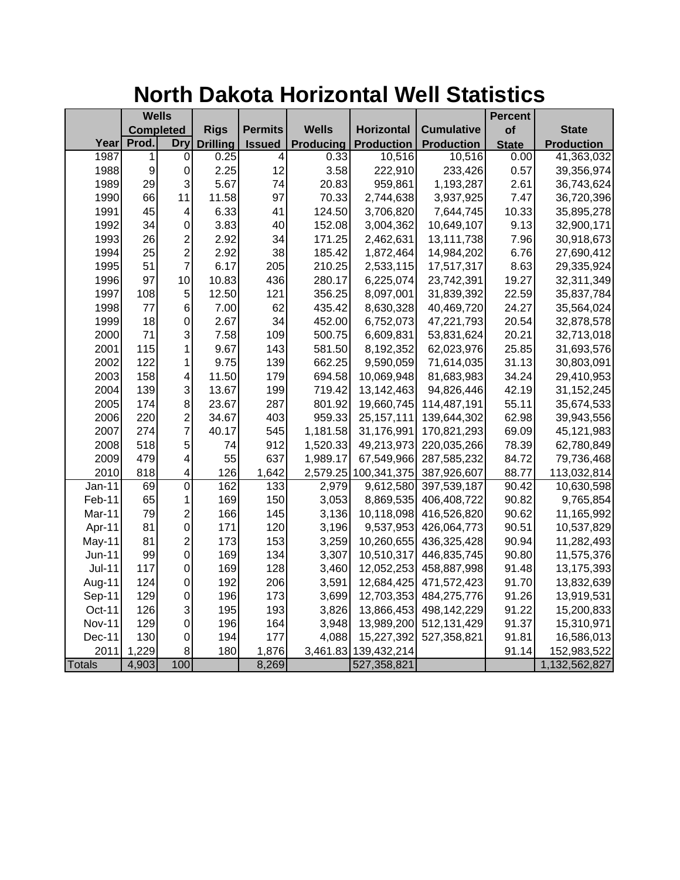# North Dakota Horizontal Well Statistics

| Year | Wells Completed Prod. | Wells Completed Dry | Rigs Drilling | Permits Issued | Wells Producing | Horizontal Production | Cumulative Production | Percent of State | State Production |
|---|---|---|---|---|---|---|---|---|---|
| 1987 | 1 | 0 | 0.25 | 4 | 0.33 | 10,516 | 10,516 | 0.00 | 41,363,032 |
| 1988 | 9 | 0 | 2.25 | 12 | 3.58 | 222,910 | 233,426 | 0.57 | 39,356,974 |
| 1989 | 29 | 3 | 5.67 | 74 | 20.83 | 959,861 | 1,193,287 | 2.61 | 36,743,624 |
| 1990 | 66 | 11 | 11.58 | 97 | 70.33 | 2,744,638 | 3,937,925 | 7.47 | 36,720,396 |
| 1991 | 45 | 4 | 6.33 | 41 | 124.50 | 3,706,820 | 7,644,745 | 10.33 | 35,895,278 |
| 1992 | 34 | 0 | 3.83 | 40 | 152.08 | 3,004,362 | 10,649,107 | 9.13 | 32,900,171 |
| 1993 | 26 | 2 | 2.92 | 34 | 171.25 | 2,462,631 | 13,111,738 | 7.96 | 30,918,673 |
| 1994 | 25 | 2 | 2.92 | 38 | 185.42 | 1,872,464 | 14,984,202 | 6.76 | 27,690,412 |
| 1995 | 51 | 7 | 6.17 | 205 | 210.25 | 2,533,115 | 17,517,317 | 8.63 | 29,335,924 |
| 1996 | 97 | 10 | 10.83 | 436 | 280.17 | 6,225,074 | 23,742,391 | 19.27 | 32,311,349 |
| 1997 | 108 | 5 | 12.50 | 121 | 356.25 | 8,097,001 | 31,839,392 | 22.59 | 35,837,784 |
| 1998 | 77 | 6 | 7.00 | 62 | 435.42 | 8,630,328 | 40,469,720 | 24.27 | 35,564,024 |
| 1999 | 18 | 0 | 2.67 | 34 | 452.00 | 6,752,073 | 47,221,793 | 20.54 | 32,878,578 |
| 2000 | 71 | 3 | 7.58 | 109 | 500.75 | 6,609,831 | 53,831,624 | 20.21 | 32,713,018 |
| 2001 | 115 | 1 | 9.67 | 143 | 581.50 | 8,192,352 | 62,023,976 | 25.85 | 31,693,576 |
| 2002 | 122 | 1 | 9.75 | 139 | 662.25 | 9,590,059 | 71,614,035 | 31.13 | 30,803,091 |
| 2003 | 158 | 4 | 11.50 | 179 | 694.58 | 10,069,948 | 81,683,983 | 34.24 | 29,410,953 |
| 2004 | 139 | 3 | 13.67 | 199 | 719.42 | 13,142,463 | 94,826,446 | 42.19 | 31,152,245 |
| 2005 | 174 | 8 | 23.67 | 287 | 801.92 | 19,660,745 | 114,487,191 | 55.11 | 35,674,533 |
| 2006 | 220 | 2 | 34.67 | 403 | 959.33 | 25,157,111 | 139,644,302 | 62.98 | 39,943,556 |
| 2007 | 274 | 7 | 40.17 | 545 | 1,181.58 | 31,176,991 | 170,821,293 | 69.09 | 45,121,983 |
| 2008 | 518 | 5 | 74 | 912 | 1,520.33 | 49,213,973 | 220,035,266 | 78.39 | 62,780,849 |
| 2009 | 479 | 4 | 55 | 637 | 1,989.17 | 67,549,966 | 287,585,232 | 84.72 | 79,736,468 |
| 2010 | 818 | 4 | 126 | 1,642 | 2,579.25 | 100,341,375 | 387,926,607 | 88.77 | 113,032,814 |
| Jan-11 | 69 | 0 | 162 | 133 | 2,979 | 9,612,580 | 397,539,187 | 90.42 | 10,630,598 |
| Feb-11 | 65 | 1 | 169 | 150 | 3,053 | 8,869,535 | 406,408,722 | 90.82 | 9,765,854 |
| Mar-11 | 79 | 2 | 166 | 145 | 3,136 | 10,118,098 | 416,526,820 | 90.62 | 11,165,992 |
| Apr-11 | 81 | 0 | 171 | 120 | 3,196 | 9,537,953 | 426,064,773 | 90.51 | 10,537,829 |
| May-11 | 81 | 2 | 173 | 153 | 3,259 | 10,260,655 | 436,325,428 | 90.94 | 11,282,493 |
| Jun-11 | 99 | 0 | 169 | 134 | 3,307 | 10,510,317 | 446,835,745 | 90.80 | 11,575,376 |
| Jul-11 | 117 | 0 | 169 | 128 | 3,460 | 12,052,253 | 458,887,998 | 91.48 | 13,175,393 |
| Aug-11 | 124 | 0 | 192 | 206 | 3,591 | 12,684,425 | 471,572,423 | 91.70 | 13,832,639 |
| Sep-11 | 129 | 0 | 196 | 173 | 3,699 | 12,703,353 | 484,275,776 | 91.26 | 13,919,531 |
| Oct-11 | 126 | 3 | 195 | 193 | 3,826 | 13,866,453 | 498,142,229 | 91.22 | 15,200,833 |
| Nov-11 | 129 | 0 | 196 | 164 | 3,948 | 13,989,200 | 512,131,429 | 91.37 | 15,310,971 |
| Dec-11 | 130 | 0 | 194 | 177 | 4,088 | 15,227,392 | 527,358,821 | 91.81 | 16,586,013 |
| 2011 | 1,229 | 8 | 180 | 1,876 | 3,461.83 | 139,432,214 | | 91.14 | 152,983,522 |
| Totals | 4,903 | 100 | | 8,269 | | 527,358,821 | | | 1,132,562,827 |